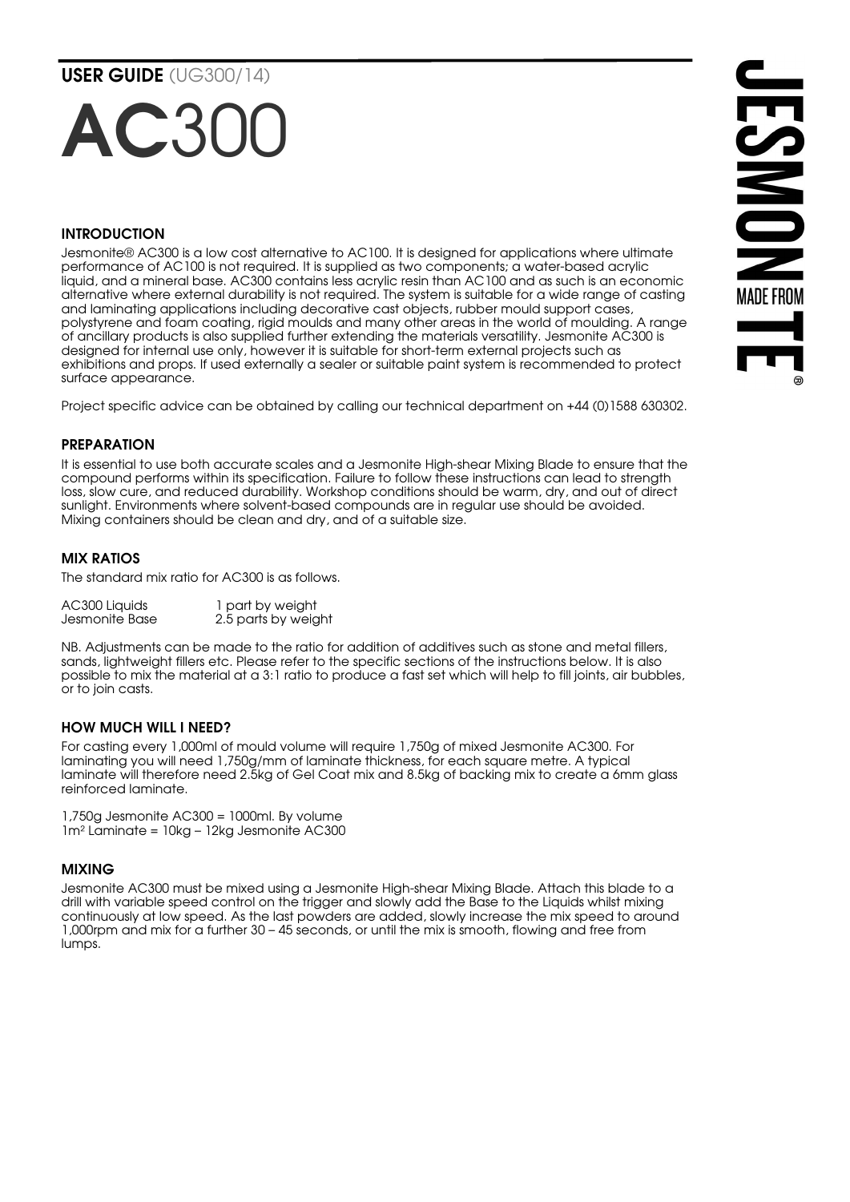**USER GUIDE** (UG300/14)

# AC300

## INTRODUCTION

Jesmonite® AC300 is a low cost alternative to AC100. It is designed for applications where ultimate performance of AC100 is not required. It is supplied as two components; a water-based acrylic liquid, and a mineral base. AC300 contains less acrylic resin than AC100 and as such is an economic alternative where external durability is not required. The system is suitable for a wide range of casting and laminating applications including decorative cast objects, rubber mould support cases, polystyrene and foam coating, rigid moulds and many other areas in the world of moulding. A range of ancillary products is also supplied further extending the materials versatility. Jesmonite AC300 is designed for internal use only, however it is suitable for short-term external projects such as exhibitions and props. If used externally a sealer or suitable paint system is recommended to protect surface appearance.

Project specific advice can be obtained by calling our technical department on +44 (0)1588 630302.

## PREPARATION

It is essential to use both accurate scales and a Jesmonite High-shear Mixing Blade to ensure that the compound performs within its specification. Failure to follow these instructions can lead to strength loss, slow cure, and reduced durability. Workshop conditions should be warm, dry, and out of direct sunlight. Environments where solvent-based compounds are in regular use should be avoided. Mixing containers should be clean and dry, and of a suitable size.

## MIX RATIOS

The standard mix ratio for AC300 is as follows.

| | |
|---|---|
| AC300 Liquids | 1 part by weight |
| Jesmonite Base | 2.5 parts by weight |

NB. Adjustments can be made to the ratio for addition of additives such as stone and metal fillers, sands, lightweight fillers etc. Please refer to the specific sections of the instructions below. It is also possible to mix the material at a 3:1 ratio to produce a fast set which will help to fill joints, air bubbles, or to join casts.

## HOW MUCH WILL I NEED?

For casting every 1,000ml of mould volume will require 1,750g of mixed Jesmonite AC300. For laminating you will need 1,750g/mm of laminate thickness, for each square metre. A typical laminate will therefore need 2.5kg of Gel Coat mix and 8.5kg of backing mix to create a 6mm glass reinforced laminate.

1,750g Jesmonite AC300 = 1000ml. By volume
1m² Laminate = 10kg – 12kg Jesmonite AC300

## MIXING

Jesmonite AC300 must be mixed using a Jesmonite High-shear Mixing Blade. Attach this blade to a drill with variable speed control on the trigger and slowly add the Base to the Liquids whilst mixing continuously at low speed. As the last powders are added, slowly increase the mix speed to around 1,000rpm and mix for a further 30 – 45 seconds, or until the mix is smooth, flowing and free from lumps.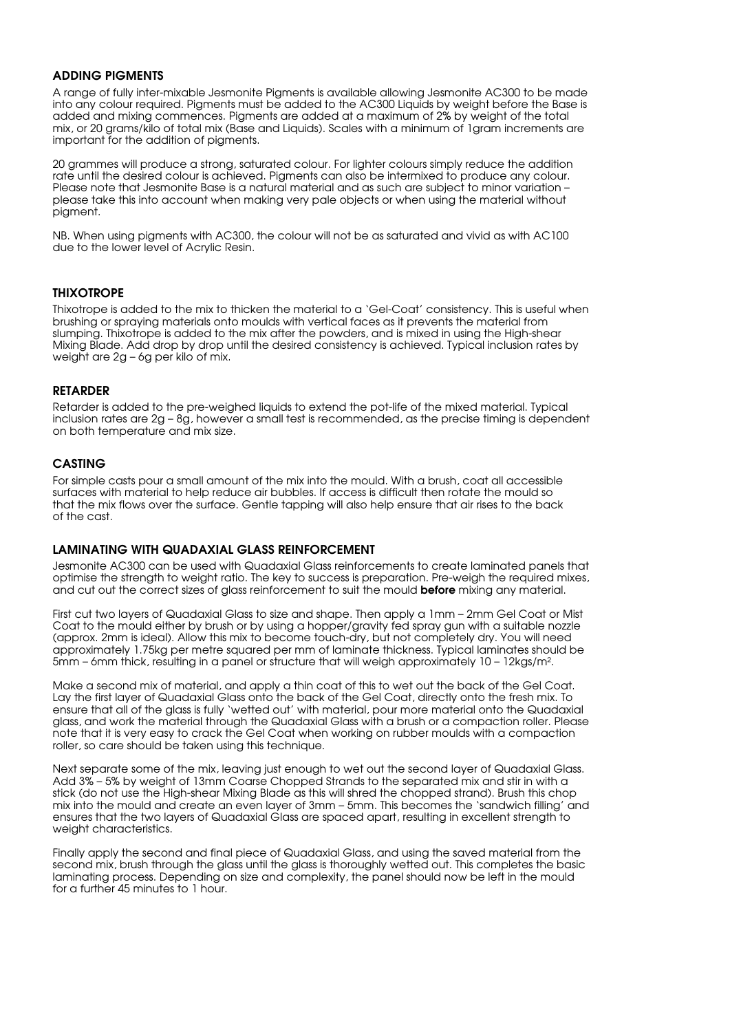## ADDING PIGMENTS

A range of fully inter-mixable Jesmonite Pigments is available allowing Jesmonite AC300 to be made into any colour required. Pigments must be added to the AC300 Liquids by weight before the Base is added and mixing commences. Pigments are added at a maximum of 2% by weight of the total mix, or 20 grams/kilo of total mix (Base and Liquids). Scales with a minimum of 1gram increments are important for the addition of pigments.

20 grammes will produce a strong, saturated colour. For lighter colours simply reduce the addition rate until the desired colour is achieved. Pigments can also be intermixed to produce any colour. Please note that Jesmonite Base is a natural material and as such are subject to minor variation – please take this into account when making very pale objects or when using the material without pigment.

NB. When using pigments with AC300, the colour will not be as saturated and vivid as with AC100 due to the lower level of Acrylic Resin.

## THIXOTROPE

Thixotrope is added to the mix to thicken the material to a 'Gel-Coat' consistency. This is useful when brushing or spraying materials onto moulds with vertical faces as it prevents the material from slumping. Thixotrope is added to the mix after the powders, and is mixed in using the High-shear Mixing Blade. Add drop by drop until the desired consistency is achieved. Typical inclusion rates by weight are 2g – 6g per kilo of mix.

## RETARDER

Retarder is added to the pre-weighed liquids to extend the pot-life of the mixed material. Typical inclusion rates are 2g – 8g, however a small test is recommended, as the precise timing is dependent on both temperature and mix size.

## CASTING

For simple casts pour a small amount of the mix into the mould. With a brush, coat all accessible surfaces with material to help reduce air bubbles. If access is difficult then rotate the mould so that the mix flows over the surface. Gentle tapping will also help ensure that air rises to the back of the cast.

## LAMINATING WITH QUADAXIAL GLASS REINFORCEMENT

Jesmonite AC300 can be used with Quadaxial Glass reinforcements to create laminated panels that optimise the strength to weight ratio. The key to success is preparation. Pre-weigh the required mixes, and cut out the correct sizes of glass reinforcement to suit the mould **before** mixing any material.

First cut two layers of Quadaxial Glass to size and shape. Then apply a 1mm – 2mm Gel Coat or Mist Coat to the mould either by brush or by using a hopper/gravity fed spray gun with a suitable nozzle (approx. 2mm is ideal). Allow this mix to become touch-dry, but not completely dry. You will need approximately 1.75kg per metre squared per mm of laminate thickness. Typical laminates should be 5mm – 6mm thick, resulting in a panel or structure that will weigh approximately 10 – 12kgs/m$^2$.

Make a second mix of material, and apply a thin coat of this to wet out the back of the Gel Coat. Lay the first layer of Quadaxial Glass onto the back of the Gel Coat, directly onto the fresh mix. To ensure that all of the glass is fully 'wetted out' with material, pour more material onto the Quadaxial glass, and work the material through the Quadaxial Glass with a brush or a compaction roller. Please note that it is very easy to crack the Gel Coat when working on rubber moulds with a compaction roller, so care should be taken using this technique.

Next separate some of the mix, leaving just enough to wet out the second layer of Quadaxial Glass. Add 3% – 5% by weight of 13mm Coarse Chopped Strands to the separated mix and stir in with a stick (do not use the High-shear Mixing Blade as this will shred the chopped strand). Brush this chop mix into the mould and create an even layer of 3mm – 5mm. This becomes the 'sandwich filling' and ensures that the two layers of Quadaxial Glass are spaced apart, resulting in excellent strength to weight characteristics.

Finally apply the second and final piece of Quadaxial Glass, and using the saved material from the second mix, brush through the glass until the glass is thoroughly wetted out. This completes the basic laminating process. Depending on size and complexity, the panel should now be left in the mould for a further 45 minutes to 1 hour.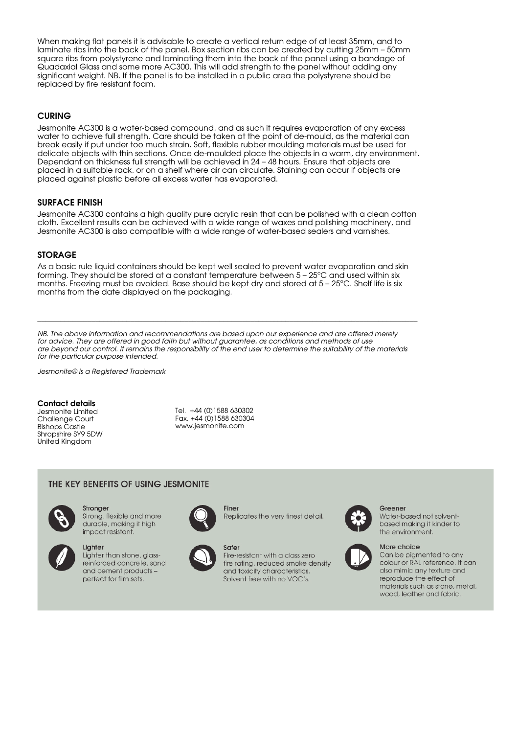When making flat panels it is advisable to create a vertical return edge of at least 35mm, and to laminate ribs into the back of the panel. Box section ribs can be created by cutting 25mm – 50mm square ribs from polystyrene and laminating them into the back of the panel using a bandage of Quadaxial Glass and some more AC300. This will add strength to the panel without adding any significant weight. NB. If the panel is to be installed in a public area the polystyrene should be replaced by fire resistant foam.

## CURING

Jesmonite AC300 is a water-based compound, and as such it requires evaporation of any excess water to achieve full strength. Care should be taken at the point of de-mould, as the material can break easily if put under too much strain. Soft, flexible rubber moulding materials must be used for delicate objects with thin sections. Once de-moulded place the objects in a warm, dry environment. Dependant on thickness full strength will be achieved in 24 – 48 hours. Ensure that objects are placed in a suitable rack, or on a shelf where air can circulate. Staining can occur if objects are placed against plastic before all excess water has evaporated.

## SURFACE FINISH

Jesmonite AC300 contains a high quality pure acrylic resin that can be polished with a clean cotton cloth. Excellent results can be achieved with a wide range of waxes and polishing machinery, and Jesmonite AC300 is also compatible with a wide range of water-based sealers and varnishes.

## STORAGE

As a basic rule liquid containers should be kept well sealed to prevent water evaporation and skin forming. They should be stored at a constant temperature between 5 – 25°C and used within six months. Freezing must be avoided. Base should be kept dry and stored at 5 – 25°C. Shelf life is six months from the date displayed on the packaging.

---

*NB. The above information and recommendations are based upon our experience and are offered merely for advice. They are offered in good faith but without guarantee, as conditions and methods of use are beyond our control. It remains the responsibility of the end user to determine the suitability of the materials for the particular purpose intended.*

*Jesmonite® is a Registered Trademark*

**Contact details**
Jesmonite Limited
Challenge Court
Bishops Castle
Shropshire SY9 5DW
United Kingdom

Tel. +44 (0)1588 630302
Fax. +44 (0)1588 630304
www.jesmonite.com

## THE KEY BENEFITS OF USING JESMONITE

**Stronger**
Strong, flexible and more durable, making it high impact resistant.

**Lighter**
Lighter than stone, glass-reinforced concrete, sand and cement products – perfect for film sets.

**Finer**
Replicates the very finest detail.

**Safer**
Fire-resistant with a class zero fire rating, reduced smoke density and toxicity characteristics. Solvent free with no VOC's.

**Greener**
Water-based not solvent-based making it kinder to the environment.

**More choice**
Can be pigmented to any colour or RAL reference. It can also mimic any texture and reproduce the effect of materials such as stone, metal, wood, leather and fabric.